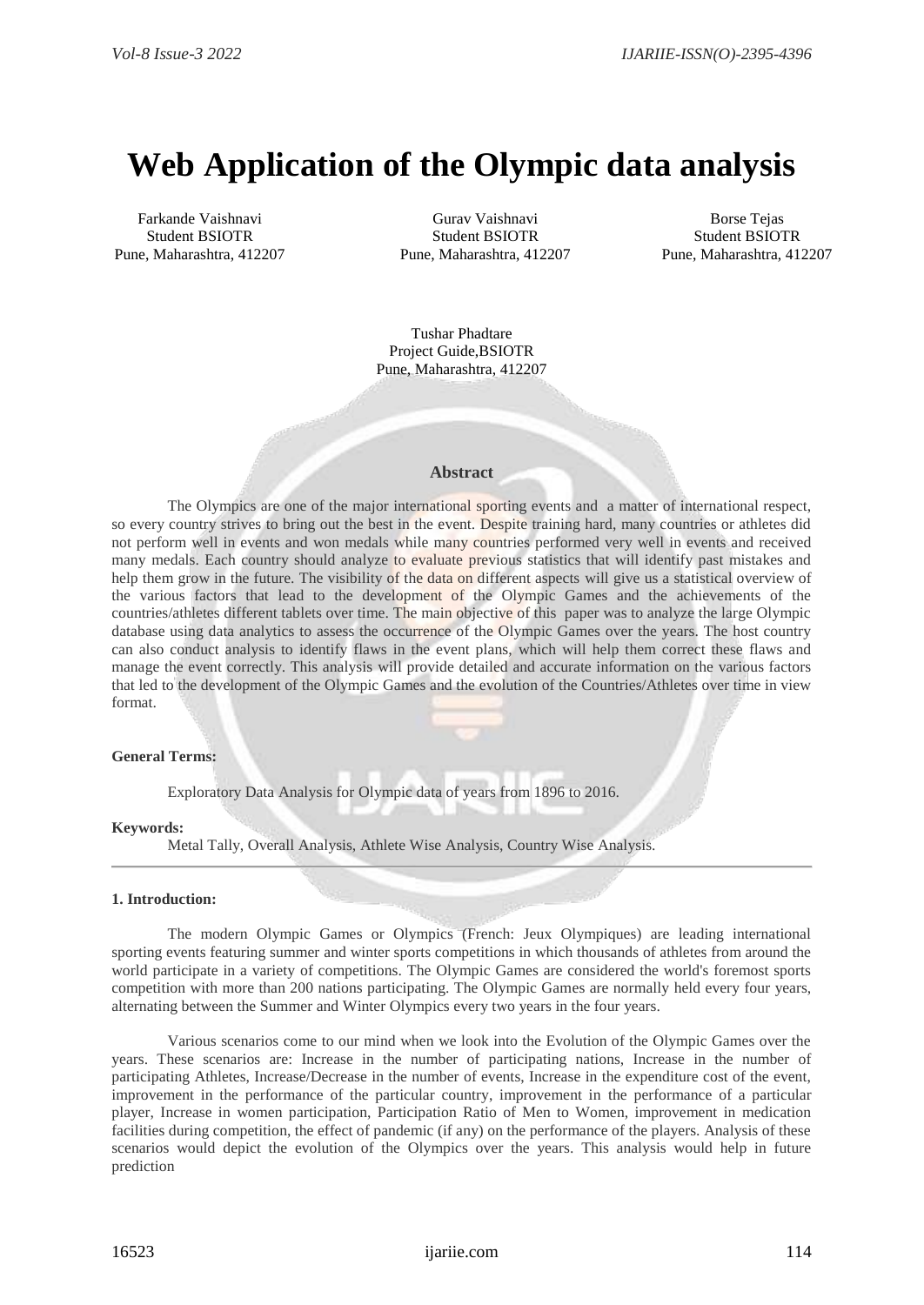# Web Application of the Olympic data analysis

Farkande Vaishnavi
Student BSIOTR
Pune, Maharashtra, 412207

Gurav Vaishnavi
Student BSIOTR
Pune, Maharashtra, 412207

Borse Tejas
Student BSIOTR
Pune, Maharashtra, 412207

Tushar Phadtare
Project Guide,BSIOTR
Pune, Maharashtra, 412207

### Abstract

The Olympics are one of the major international sporting events and a matter of international respect, so every country strives to bring out the best in the event. Despite training hard, many countries or athletes did not perform well in events and won medals while many countries performed very well in events and received many medals. Each country should analyze to evaluate previous statistics that will identify past mistakes and help them grow in the future. The visibility of the data on different aspects will give us a statistical overview of the various factors that lead to the development of the Olympic Games and the achievements of the countries/athletes different tablets over time. The main objective of this paper was to analyze the large Olympic database using data analytics to assess the occurrence of the Olympic Games over the years. The host country can also conduct analysis to identify flaws in the event plans, which will help them correct these flaws and manage the event correctly. This analysis will provide detailed and accurate information on the various factors that led to the development of the Olympic Games and the evolution of the Countries/Athletes over time in view format.

**General Terms:**

Exploratory Data Analysis for Olympic data of years from 1896 to 2016.

**Keywords:**

Metal Tally, Overall Analysis, Athlete Wise Analysis, Country Wise Analysis.

---

**1. Introduction:**

The modern Olympic Games or Olympics (French: Jeux Olympiques) are leading international sporting events featuring summer and winter sports competitions in which thousands of athletes from around the world participate in a variety of competitions. The Olympic Games are considered the world's foremost sports competition with more than 200 nations participating. The Olympic Games are normally held every four years, alternating between the Summer and Winter Olympics every two years in the four years.

Various scenarios come to our mind when we look into the Evolution of the Olympic Games over the years. These scenarios are: Increase in the number of participating nations, Increase in the number of participating Athletes, Increase/Decrease in the number of events, Increase in the expenditure cost of the event, improvement in the performance of the particular country, improvement in the performance of a particular player, Increase in women participation, Participation Ratio of Men to Women, improvement in medication facilities during competition, the effect of pandemic (if any) on the performance of the players. Analysis of these scenarios would depict the evolution of the Olympics over the years. This analysis would help in future prediction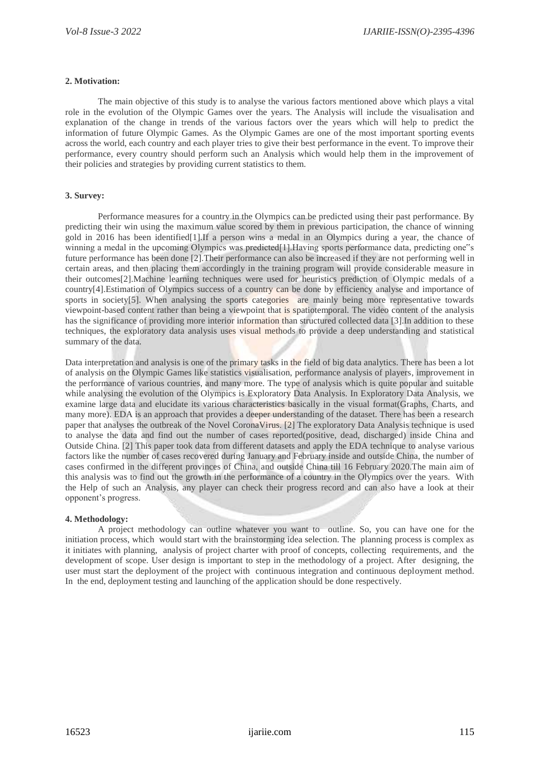## 2. Motivation:

The main objective of this study is to analyse the various factors mentioned above which plays a vital role in the evolution of the Olympic Games over the years. The Analysis will include the visualisation and explanation of the change in trends of the various factors over the years which will help to predict the information of future Olympic Games. As the Olympic Games are one of the most important sporting events across the world, each country and each player tries to give their best performance in the event. To improve their performance, every country should perform such an Analysis which would help them in the improvement of their policies and strategies by providing current statistics to them.

## 3. Survey:

Performance measures for a country in the Olympics can be predicted using their past performance. By predicting their win using the maximum value scored by them in previous participation, the chance of winning gold in 2016 has been identified[1].If a person wins a medal in an Olympics during a year, the chance of winning a medal in the upcoming Olympics was predicted[1].Having sports performance data, predicting one"s future performance has been done [2].Their performance can also be increased if they are not performing well in certain areas, and then placing them accordingly in the training program will provide considerable measure in their outcomes[2].Machine learning techniques were used for heuristics prediction of Olympic medals of a country[4].Estimation of Olympics success of a country can be done by efficiency analyse and importance of sports in society[5]. When analysing the sports categories are mainly being more representative towards viewpoint-based content rather than being a viewpoint that is spatiotemporal. The video content of the analysis has the significance of providing more interior information than structured collected data [3].In addition to these techniques, the exploratory data analysis uses visual methods to provide a deep understanding and statistical summary of the data.

Data interpretation and analysis is one of the primary tasks in the field of big data analytics. There has been a lot of analysis on the Olympic Games like statistics visualisation, performance analysis of players, improvement in the performance of various countries, and many more. The type of analysis which is quite popular and suitable while analysing the evolution of the Olympics is Exploratory Data Analysis. In Exploratory Data Analysis, we examine large data and elucidate its various characteristics basically in the visual format(Graphs, Charts, and many more). EDA is an approach that provides a deeper understanding of the dataset. There has been a research paper that analyses the outbreak of the Novel CoronaVirus. [2] The exploratory Data Analysis technique is used to analyse the data and find out the number of cases reported(positive, dead, discharged) inside China and Outside China. [2] This paper took data from different datasets and apply the EDA technique to analyse various factors like the number of cases recovered during January and February inside and outside China, the number of cases confirmed in the different provinces of China, and outside China till 16 February 2020.The main aim of this analysis was to find out the growth in the performance of a country in the Olympics over the years. With the Help of such an Analysis, any player can check their progress record and can also have a look at their opponent's progress.

## 4. Methodology:

A project methodology can outline whatever you want to outline. So, you can have one for the initiation process, which would start with the brainstorming idea selection. The planning process is complex as it initiates with planning, analysis of project charter with proof of concepts, collecting requirements, and the development of scope. User design is important to step in the methodology of a project. After designing, the user must start the deployment of the project with continuous integration and continuous deployment method. In the end, deployment testing and launching of the application should be done respectively.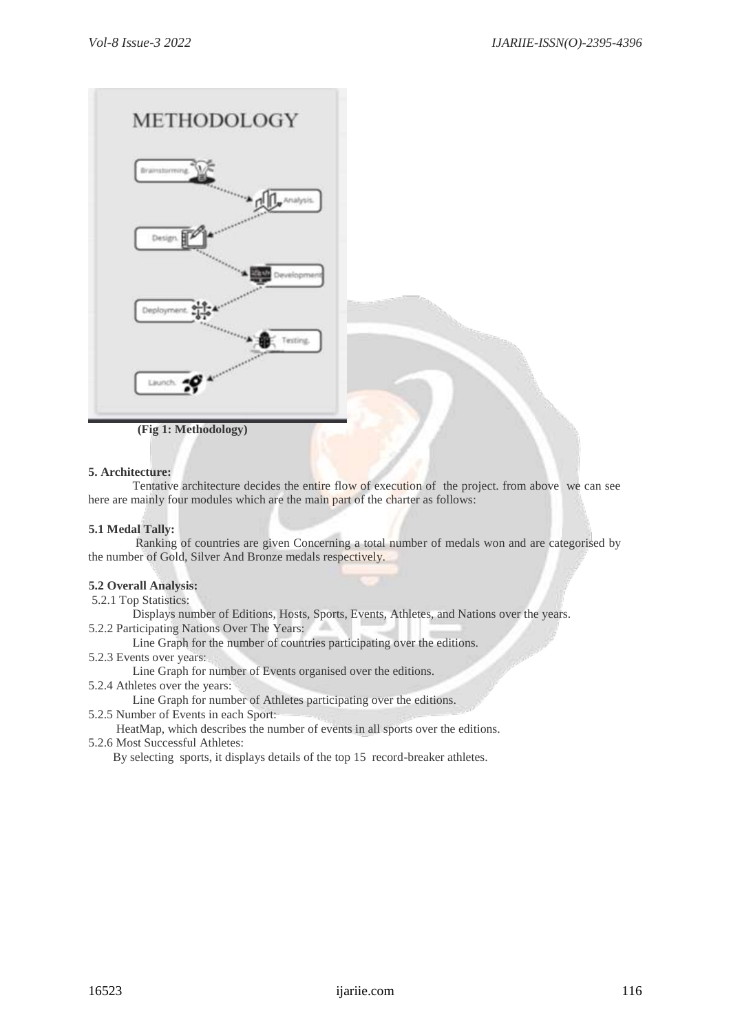(Fig 1: Methodology)

### 5. Architecture:

Tentative architecture decides the entire flow of execution of the project. from above we can see here are mainly four modules which are the main part of the charter as follows:

#### 5.1 Medal Tally:

Ranking of countries are given Concerning a total number of medals won and are categorised by the number of Gold, Silver And Bronze medals respectively.

#### 5.2 Overall Analysis:

5.2.1 Top Statistics:

Displays number of Editions, Hosts, Sports, Events, Athletes, and Nations over the years.

5.2.2 Participating Nations Over The Years:

Line Graph for the number of countries participating over the editions.

5.2.3 Events over years:

Line Graph for number of Events organised over the editions.

5.2.4 Athletes over the years:

Line Graph for number of Athletes participating over the editions.

5.2.5 Number of Events in each Sport:

HeatMap, which describes the number of events in all sports over the editions.

5.2.6 Most Successful Athletes:

By selecting sports, it displays details of the top 15 record-breaker athletes.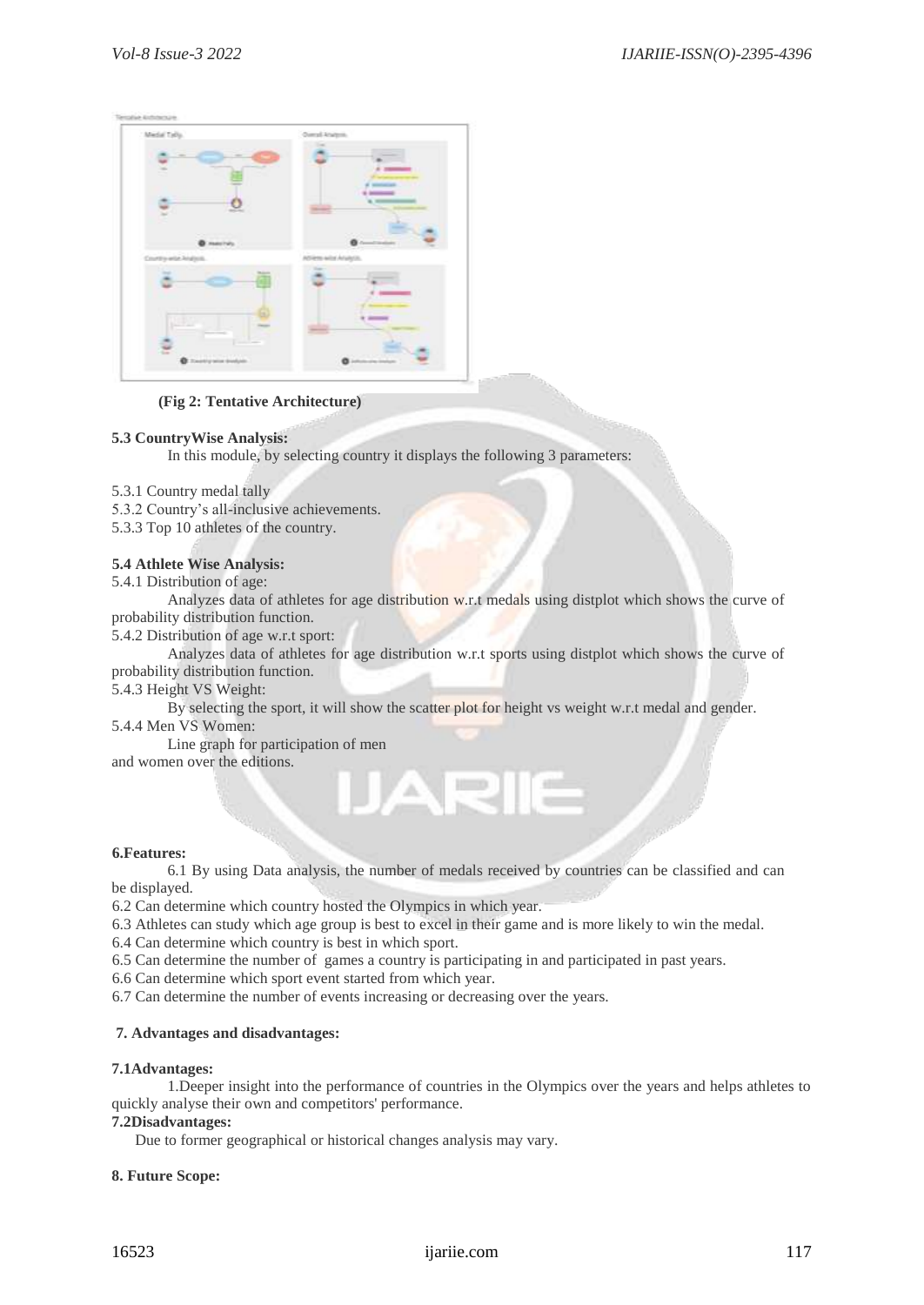(Fig 2: Tentative Architecture)

**5.3 CountryWise Analysis:**

In this module, by selecting country it displays the following 3 parameters:

5.3.1 Country medal tally
5.3.2 Country's all-inclusive achievements.
5.3.3 Top 10 athletes of the country.

**5.4 Athlete Wise Analysis:**

5.4.1 Distribution of age:

Analyzes data of athletes for age distribution w.r.t medals using distplot which shows the curve of probability distribution function.

5.4.2 Distribution of age w.r.t sport:

Analyzes data of athletes for age distribution w.r.t sports using distplot which shows the curve of probability distribution function.

5.4.3 Height VS Weight:

By selecting the sport, it will show the scatter plot for height vs weight w.r.t medal and gender.

5.4.4 Men VS Women:

Line graph for participation of men and women over the editions.

**6.Features:**

6.1 By using Data analysis, the number of medals received by countries can be classified and can be displayed.
6.2 Can determine which country hosted the Olympics in which year.
6.3 Athletes can study which age group is best to excel in their game and is more likely to win the medal.
6.4 Can determine which country is best in which sport.
6.5 Can determine the number of games a country is participating in and participated in past years.
6.6 Can determine which sport event started from which year.
6.7 Can determine the number of events increasing or decreasing over the years.

**7. Advantages and disadvantages:**

**7.1Advantages:**

1.Deeper insight into the performance of countries in the Olympics over the years and helps athletes to quickly analyse their own and competitors' performance.

**7.2Disadvantages:**

Due to former geographical or historical changes analysis may vary.

**8. Future Scope:**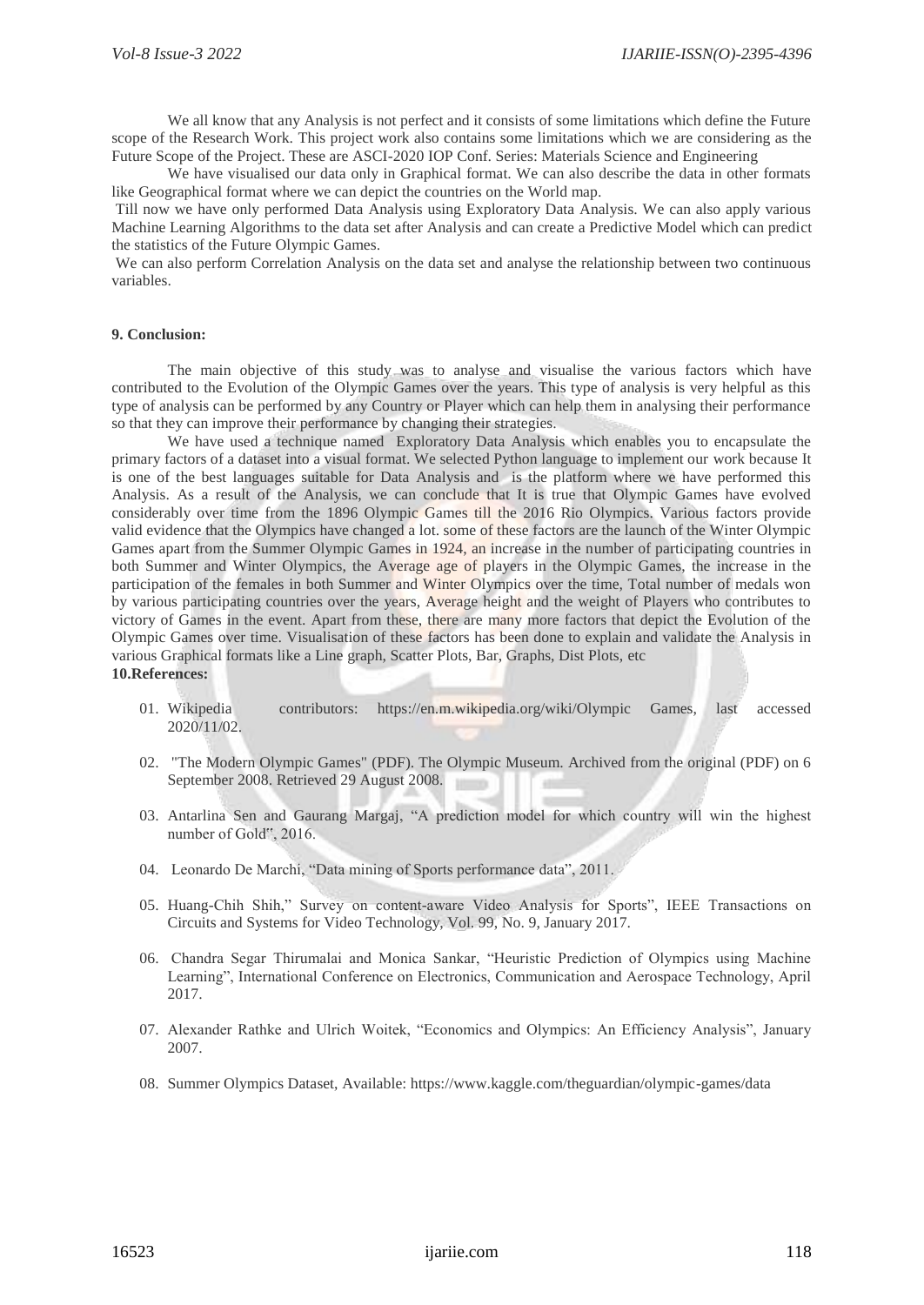We all know that any Analysis is not perfect and it consists of some limitations which define the Future scope of the Research Work. This project work also contains some limitations which we are considering as the Future Scope of the Project. These are ASCI-2020 IOP Conf. Series: Materials Science and Engineering

We have visualised our data only in Graphical format. We can also describe the data in other formats like Geographical format where we can depict the countries on the World map.

Till now we have only performed Data Analysis using Exploratory Data Analysis. We can also apply various Machine Learning Algorithms to the data set after Analysis and can create a Predictive Model which can predict the statistics of the Future Olympic Games.

We can also perform Correlation Analysis on the data set and analyse the relationship between two continuous variables.

## 9. Conclusion:

The main objective of this study was to analyse and visualise the various factors which have contributed to the Evolution of the Olympic Games over the years. This type of analysis is very helpful as this type of analysis can be performed by any Country or Player which can help them in analysing their performance so that they can improve their performance by changing their strategies.

We have used a technique named Exploratory Data Analysis which enables you to encapsulate the primary factors of a dataset into a visual format. We selected Python language to implement our work because It is one of the best languages suitable for Data Analysis and is the platform where we have performed this Analysis. As a result of the Analysis, we can conclude that It is true that Olympic Games have evolved considerably over time from the 1896 Olympic Games till the 2016 Rio Olympics. Various factors provide valid evidence that the Olympics have changed a lot. some of these factors are the launch of the Winter Olympic Games apart from the Summer Olympic Games in 1924, an increase in the number of participating countries in both Summer and Winter Olympics, the Average age of players in the Olympic Games, the increase in the participation of the females in both Summer and Winter Olympics over the time, Total number of medals won by various participating countries over the years, Average height and the weight of Players who contributes to victory of Games in the event. Apart from these, there are many more factors that depict the Evolution of the Olympic Games over time. Visualisation of these factors has been done to explain and validate the Analysis in various Graphical formats like a Line graph, Scatter Plots, Bar, Graphs, Dist Plots, etc

## 10.References:

01. Wikipedia contributors: https://en.m.wikipedia.org/wiki/Olympic Games, last accessed 2020/11/02.
02. "The Modern Olympic Games" (PDF). The Olympic Museum. Archived from the original (PDF) on 6 September 2008. Retrieved 29 August 2008.
03. Antarlina Sen and Gaurang Margaj, "A prediction model for which country will win the highest number of Gold", 2016.
04. Leonardo De Marchi, "Data mining of Sports performance data", 2011.
05. Huang-Chih Shih," Survey on content-aware Video Analysis for Sports", IEEE Transactions on Circuits and Systems for Video Technology, Vol. 99, No. 9, January 2017.
06. Chandra Segar Thirumalai and Monica Sankar, "Heuristic Prediction of Olympics using Machine Learning", International Conference on Electronics, Communication and Aerospace Technology, April 2017.
07. Alexander Rathke and Ulrich Woitek, "Economics and Olympics: An Efficiency Analysis", January 2007.
08. Summer Olympics Dataset, Available: https://www.kaggle.com/theguardian/olympic-games/data